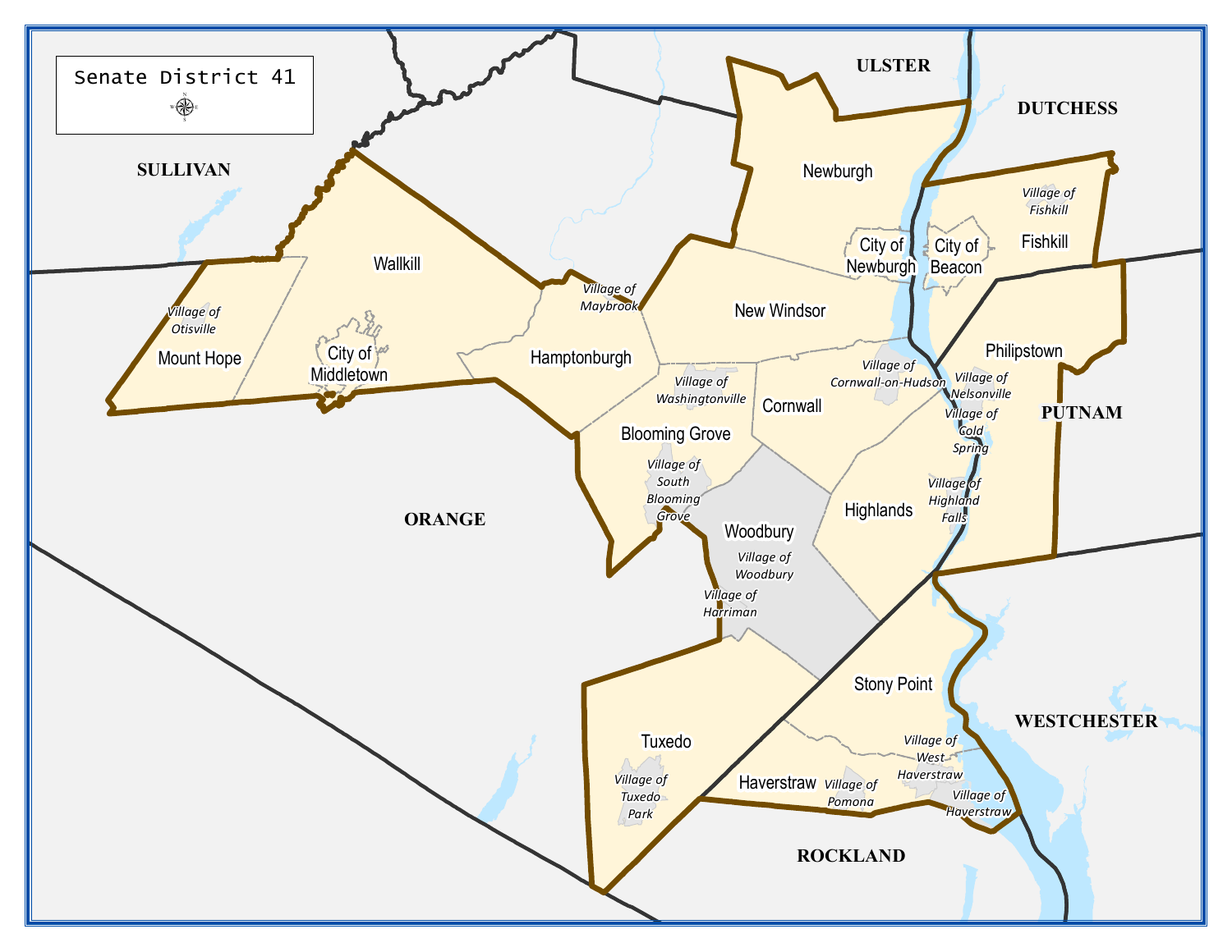# Senate District 41

SULLIVAN

ULSTER

DUTCHESS

ORANGE

PUTNAM

WESTCHESTER

ROCKLAND

Newburgh

Wallkill

Village of Otisville

Mount Hope

City of Middletown

Village of Maybrook

Hamptonburgh

New Windsor

City of Newburgh

City of Beacon

Village of Fishkill

Fishkill

Philipstown

Village of Cornwall-on-Hudson

Village of Washingtonville

Cornwall

Village of Nelsonville

Village of Cold Spring

Blooming Grove

Village of South Blooming Grove

Woodbury

Village of Woodbury

Village of Harriman

Highlands

Village of Highland Falls

Stony Point

Tuxedo

Village of Tuxedo Park

Haverstraw

Village of Pomona

Village of West Haverstraw

Village of Haverstraw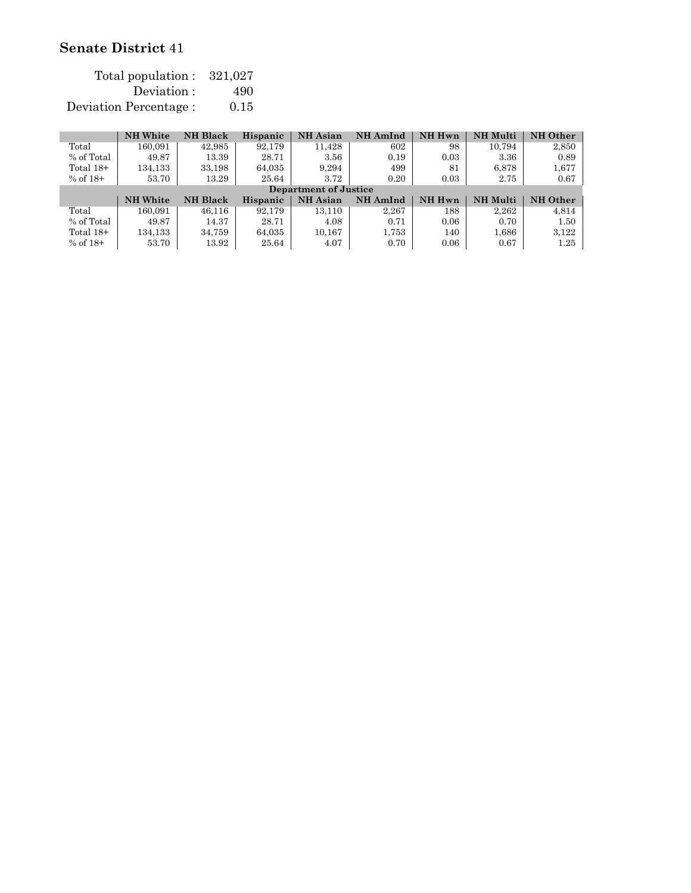## **Senate District** 41

Total population : 321,027
Deviation : 490
Deviation Percentage : 0.15

| | NH White | NH Black | Hispanic | NH Asian | NH AmInd | NH Hwn | NH Multi | NH Other |
|---|---|---|---|---|---|---|---|---|
| Total | 160,091 | 42,985 | 92,179 | 11,428 | 602 | 98 | 10,794 | 2,850 |
| % of Total | 49.87 | 13.39 | 28.71 | 3.56 | 0.19 | 0.03 | 3.36 | 0.89 |
| Total 18+ | 134,133 | 33,198 | 64,035 | 9,294 | 499 | 81 | 6,878 | 1,677 |
| % of 18+ | 53.70 | 13.29 | 25.64 | 3.72 | 0.20 | 0.03 | 2.75 | 0.67 |
| **Department of Justice** | | | | | | | | |
| | **NH White** | **NH Black** | **Hispanic** | **NH Asian** | **NH AmInd** | **NH Hwn** | **NH Multi** | **NH Other** |
| Total | 160,091 | 46,116 | 92,179 | 13,110 | 2,267 | 188 | 2,262 | 4,814 |
| % of Total | 49.87 | 14.37 | 28.71 | 4.08 | 0.71 | 0.06 | 0.70 | 1.50 |
| Total 18+ | 134,133 | 34,759 | 64,035 | 10,167 | 1,753 | 140 | 1,686 | 3,122 |
| % of 18+ | 53.70 | 13.92 | 25.64 | 4.07 | 0.70 | 0.06 | 0.67 | 1.25 |